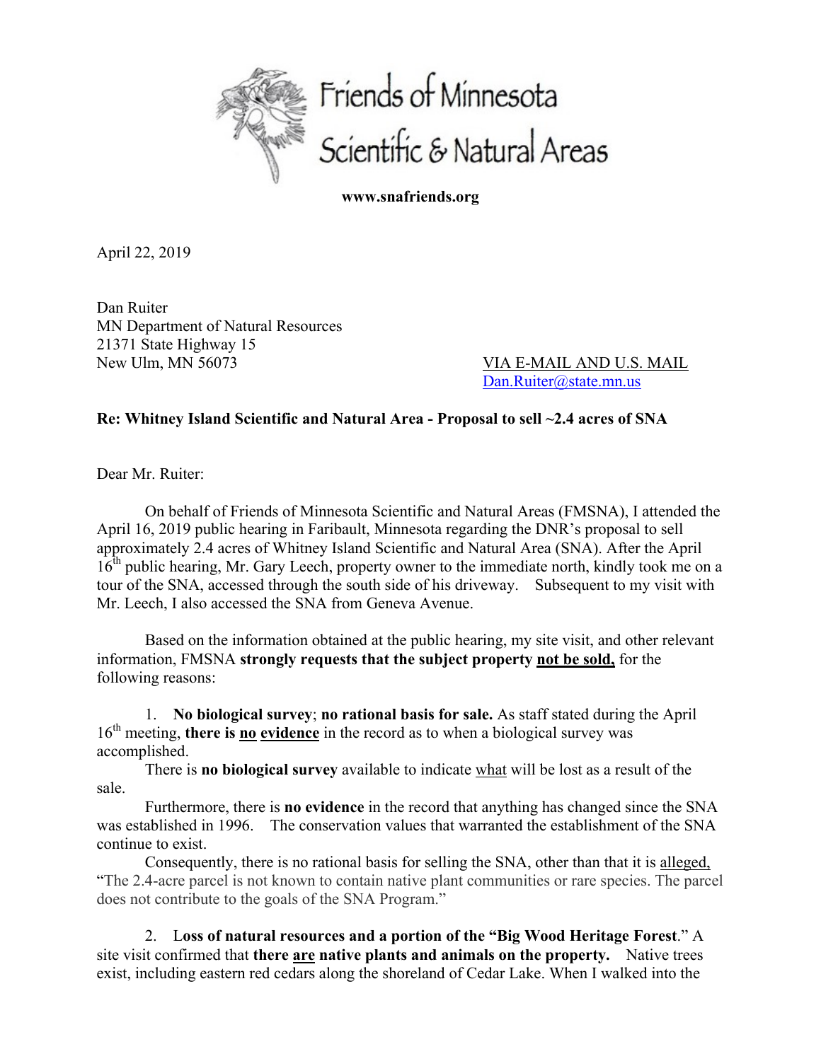Friends of Minnesota Scientific & Natural Areas

**www.snafriends.org**

April 22, 2019

Dan Ruiter
MN Department of Natural Resources
21371 State Highway 15
New Ulm, MN 56073

VIA E-MAIL AND U.S. MAIL
Dan.Ruiter@state.mn.us

**Re: Whitney Island Scientific and Natural Area - Proposal to sell ~2.4 acres of SNA**

Dear Mr. Ruiter:

On behalf of Friends of Minnesota Scientific and Natural Areas (FMSNA), I attended the April 16, 2019 public hearing in Faribault, Minnesota regarding the DNR's proposal to sell approximately 2.4 acres of Whitney Island Scientific and Natural Area (SNA). After the April 16th public hearing, Mr. Gary Leech, property owner to the immediate north, kindly took me on a tour of the SNA, accessed through the south side of his driveway. Subsequent to my visit with Mr. Leech, I also accessed the SNA from Geneva Avenue.

Based on the information obtained at the public hearing, my site visit, and other relevant information, FMSNA **strongly requests that the subject property <u>not be sold,</u>** for the following reasons:

1. **No biological survey**; **no rational basis for sale.** As staff stated during the April 16th meeting, **there is <u>no</u> <u>evidence</u>** in the record as to when a biological survey was accomplished.

There is **no biological survey** available to indicate <u>what</u> will be lost as a result of the sale.

Furthermore, there is **no evidence** in the record that anything has changed since the SNA was established in 1996. The conservation values that warranted the establishment of the SNA continue to exist.

Consequently, there is no rational basis for selling the SNA, other than that it is <u>alleged,</u> "The 2.4-acre parcel is not known to contain native plant communities or rare species. The parcel does not contribute to the goals of the SNA Program."

2. L**oss of natural resources and a portion of the "Big Wood Heritage Forest**." A site visit confirmed that **there <u>are</u> native plants and animals on the property.** Native trees exist, including eastern red cedars along the shoreland of Cedar Lake. When I walked into the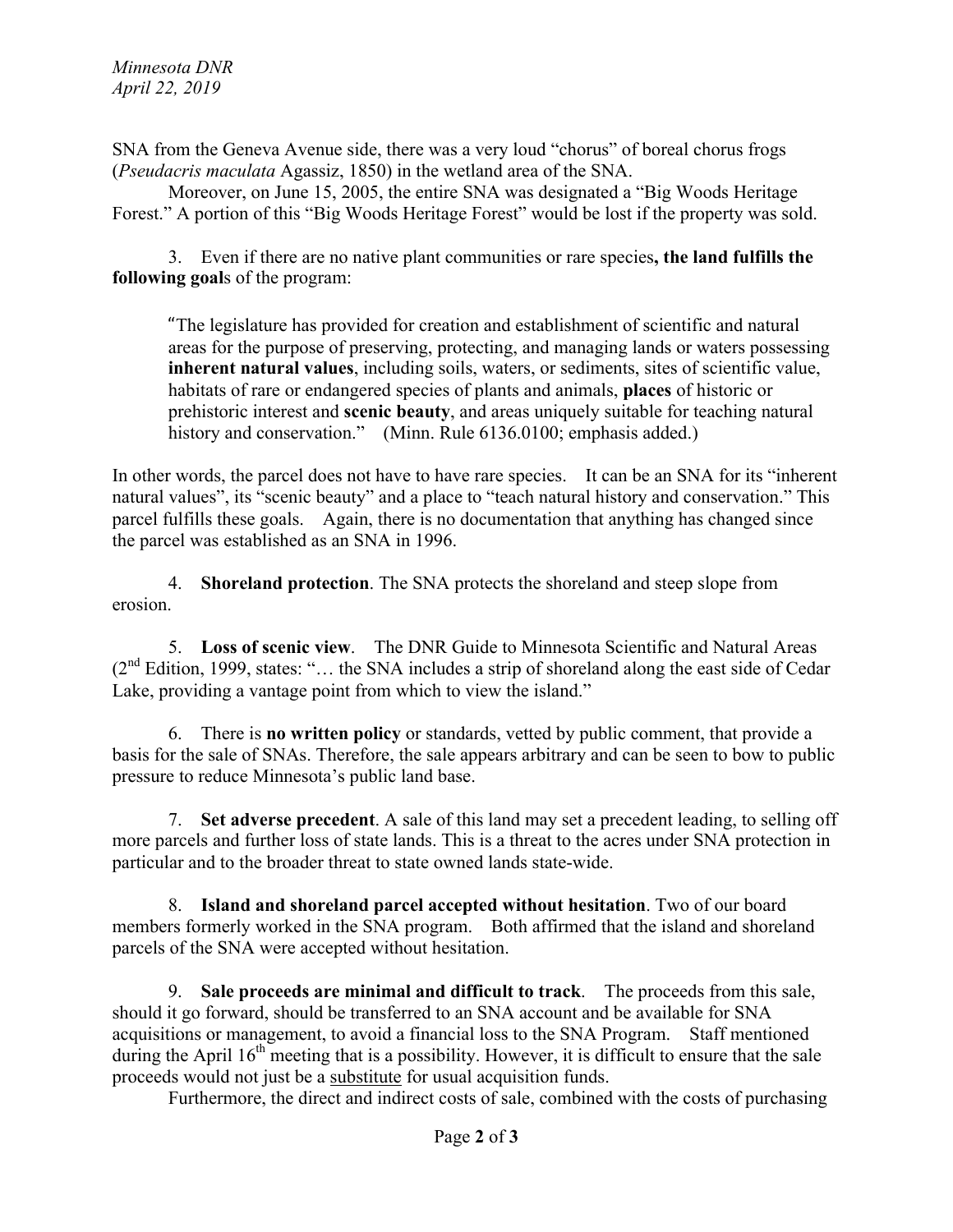SNA from the Geneva Avenue side, there was a very loud "chorus" of boreal chorus frogs (*Pseudacris maculata* Agassiz, 1850) in the wetland area of the SNA.

Moreover, on June 15, 2005, the entire SNA was designated a "Big Woods Heritage Forest." A portion of this "Big Woods Heritage Forest" would be lost if the property was sold.

3. Even if there are no native plant communities or rare species**, the land fulfills the following goal**s of the program:

> "The legislature has provided for creation and establishment of scientific and natural areas for the purpose of preserving, protecting, and managing lands or waters possessing **inherent natural values**, including soils, waters, or sediments, sites of scientific value, habitats of rare or endangered species of plants and animals, **places** of historic or prehistoric interest and **scenic beauty**, and areas uniquely suitable for teaching natural history and conservation." (Minn. Rule 6136.0100; emphasis added.)

In other words, the parcel does not have to have rare species. It can be an SNA for its "inherent natural values", its "scenic beauty" and a place to "teach natural history and conservation." This parcel fulfills these goals. Again, there is no documentation that anything has changed since the parcel was established as an SNA in 1996.

4. **Shoreland protection**. The SNA protects the shoreland and steep slope from erosion.

5. **Loss of scenic view**. The DNR Guide to Minnesota Scientific and Natural Areas (2nd Edition, 1999, states: "… the SNA includes a strip of shoreland along the east side of Cedar Lake, providing a vantage point from which to view the island."

6. There is **no written policy** or standards, vetted by public comment, that provide a basis for the sale of SNAs. Therefore, the sale appears arbitrary and can be seen to bow to public pressure to reduce Minnesota's public land base.

7. **Set adverse precedent**. A sale of this land may set a precedent leading, to selling off more parcels and further loss of state lands. This is a threat to the acres under SNA protection in particular and to the broader threat to state owned lands state-wide.

8. **Island and shoreland parcel accepted without hesitation**. Two of our board members formerly worked in the SNA program. Both affirmed that the island and shoreland parcels of the SNA were accepted without hesitation.

9. **Sale proceeds are minimal and difficult to track**. The proceeds from this sale, should it go forward, should be transferred to an SNA account and be available for SNA acquisitions or management, to avoid a financial loss to the SNA Program. Staff mentioned during the April 16th meeting that is a possibility. However, it is difficult to ensure that the sale proceeds would not just be a <u>substitute</u> for usual acquisition funds.

Furthermore, the direct and indirect costs of sale, combined with the costs of purchasing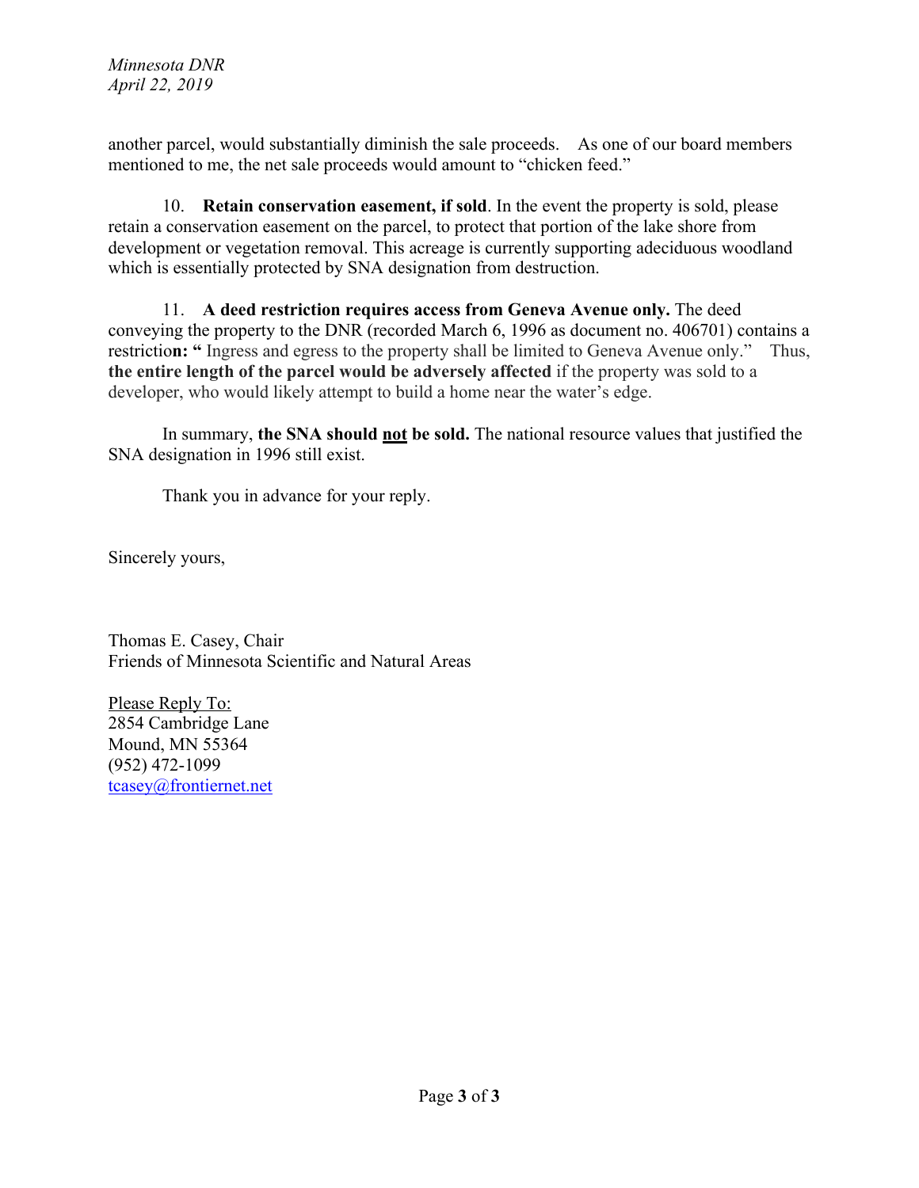another parcel, would substantially diminish the sale proceeds. As one of our board members mentioned to me, the net sale proceeds would amount to "chicken feed."

10. **Retain conservation easement, if sold**. In the event the property is sold, please retain a conservation easement on the parcel, to protect that portion of the lake shore from development or vegetation removal. This acreage is currently supporting adeciduous woodland which is essentially protected by SNA designation from destruction.

11. **A deed restriction requires access from Geneva Avenue only.** The deed conveying the property to the DNR (recorded March 6, 1996 as document no. 406701) contains a restrictio**n: "** Ingress and egress to the property shall be limited to Geneva Avenue only." Thus, **the entire length of the parcel would be adversely affected** if the property was sold to a developer, who would likely attempt to build a home near the water's edge.

In summary, **the SNA should not be sold.** The national resource values that justified the SNA designation in 1996 still exist.

Thank you in advance for your reply.

Sincerely yours,

Thomas E. Casey, Chair
Friends of Minnesota Scientific and Natural Areas

Please Reply To:
2854 Cambridge Lane
Mound, MN 55364
(952) 472-1099
tcasey@frontiernet.net